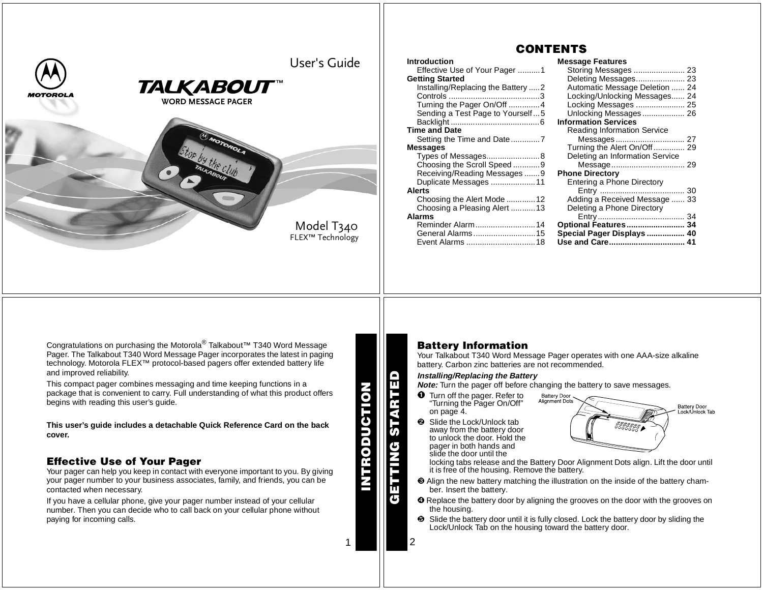User's Guide

# TALKABOUT™

WORD MESSAGE PAGER

Model T340
FLEX™ Technology

# CONTENTS

**Introduction**
Effective Use of Your Pager .......... 1

**Getting Started**
Installing/Replacing the Battery ..... 2
Controls ......................................... 3
Turning the Pager On/Off .............. 4
Sending a Test Page to Yourself ... 5
Backlight ........................................ 6

**Time and Date**
Setting the Time and Date ............. 7

**Messages**
Types of Messages......................... 8
Choosing the Scroll Speed ............ 9
Receiving/Reading Messages ....... 9
Duplicate Messages .................... 11

**Alerts**
Choosing the Alert Mode ............. 12
Choosing a Pleasing Alert ........... 13

**Alarms**
Reminder Alarm........................... 14
General Alarms............................ 15
Event Alarms ............................... 18

**Message Features**
Storing Messages ....................... 23
Deleting Messages...................... 23
Automatic Message Deletion ...... 24
Locking/Unlocking Messages...... 24
Locking Messages ...................... 25
Unlocking Messages................... 26

**Information Services**
Reading Information Service Messages ............................... 27
Turning the Alert On/Off .............. 29
Deleting an Information Service Message ................................ 29

**Phone Directory**
Entering a Phone Directory Entry ...................................... 30
Adding a Received Message ...... 33
Deleting a Phone Directory Entry....................................... 34

**Optional Features.......................... 34**
**Special Pager Displays ................. 40**
**Use and Care................................. 41**

# INTRODUCTION

Congratulations on purchasing the Motorola® Talkabout™ T340 Word Message Pager. The Talkabout T340 Word Message Pager incorporates the latest in paging technology. Motorola FLEX™ protocol-based pagers offer extended battery life and improved reliability.

This compact pager combines messaging and time keeping functions in a package that is convenient to carry. Full understanding of what this product offers begins with reading this user's guide.

**This user's guide includes a detachable Quick Reference Card on the back cover.**

## Effective Use of Your Pager

Your pager can help you keep in contact with everyone important to you. By giving your pager number to your business associates, family, and friends, you can be contacted when necessary.

If you have a cellular phone, give your pager number instead of your cellular number. Then you can decide who to call back on your cellular phone without paying for incoming calls.

# GETTING STARTED

## Battery Information

Your Talkabout T340 Word Message Pager operates with one AAA-size alkaline battery. Carbon zinc batteries are not recommended.

### *Installing/Replacing the Battery*

***Note:*** Turn the pager off before changing the battery to save messages.

Battery Door Alignment Dots
Battery Door Lock/Unlock Tab

1. Turn off the pager. Refer to "Turning the Pager On/Off" on page 4.
2. Slide the Lock/Unlock tab away from the battery door to unlock the door. Hold the pager in both hands and slide the door until the locking tabs release and the Battery Door Alignment Dots align. Lift the door until it is free of the housing. Remove the battery.
3. Align the new battery matching the illustration on the inside of the battery chamber. Insert the battery.
4. Replace the battery door by aligning the grooves on the door with the grooves on the housing.
5. Slide the battery door until it is fully closed. Lock the battery door by sliding the Lock/Unlock Tab on the housing toward the battery door.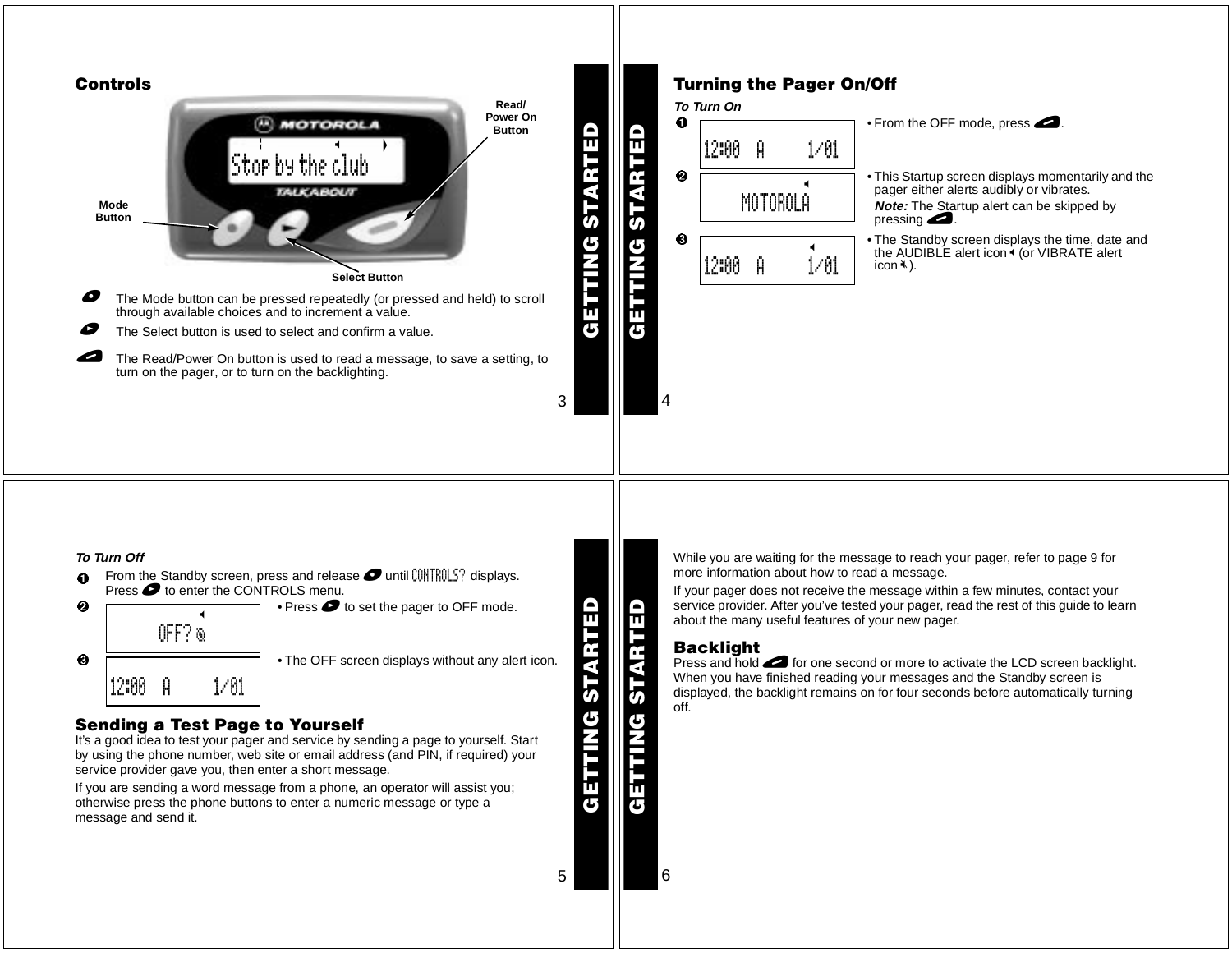## Controls

Read/Power On Button

Mode Button

Select Button

The Mode button can be pressed repeatedly (or pressed and held) to scroll through available choices and to increment a value.

The Select button is used to select and confirm a value.

The Read/Power On button is used to read a message, to save a setting, to turn on the pager, or to turn on the backlighting.

GETTING STARTED

GETTING STARTED

## Turning the Pager On/Off

***To Turn On***

1. From the OFF mode, press the Read/Power On button.
   `12:00 A 1/01`
2. This Startup screen displays momentarily and the pager either alerts audibly or vibrates.
   **Note:** The Startup alert can be skipped by pressing the Read/Power On button.
   `MOTOROLA`
3. The Standby screen displays the time, date and the AUDIBLE alert icon (or VIBRATE alert icon).
   `12:00 A 1/01`

***To Turn Off***

1. From the Standby screen, press and release the Mode button until CONTROLS? displays. Press the Select button to enter the CONTROLS menu.
2. Press the Select button to set the pager to OFF mode.
   `OFF?`
3. The OFF screen displays without any alert icon.
   `12:00 A 1/01`

## Sending a Test Page to Yourself

It's a good idea to test your pager and service by sending a page to yourself. Start by using the phone number, web site or email address (and PIN, if required) your service provider gave you, then enter a short message.

If you are sending a word message from a phone, an operator will assist you; otherwise press the phone buttons to enter a numeric message or type a message and send it.

GETTING STARTED

GETTING STARTED

While you are waiting for the message to reach your pager, refer to page 9 for more information about how to read a message.

If your pager does not receive the message within a few minutes, contact your service provider. After you've tested your pager, read the rest of this guide to learn about the many useful features of your new pager.

## Backlight

Press and hold the Read/Power On button for one second or more to activate the LCD screen backlight. When you have finished reading your messages and the Standby screen is displayed, the backlight remains on for four seconds before automatically turning off.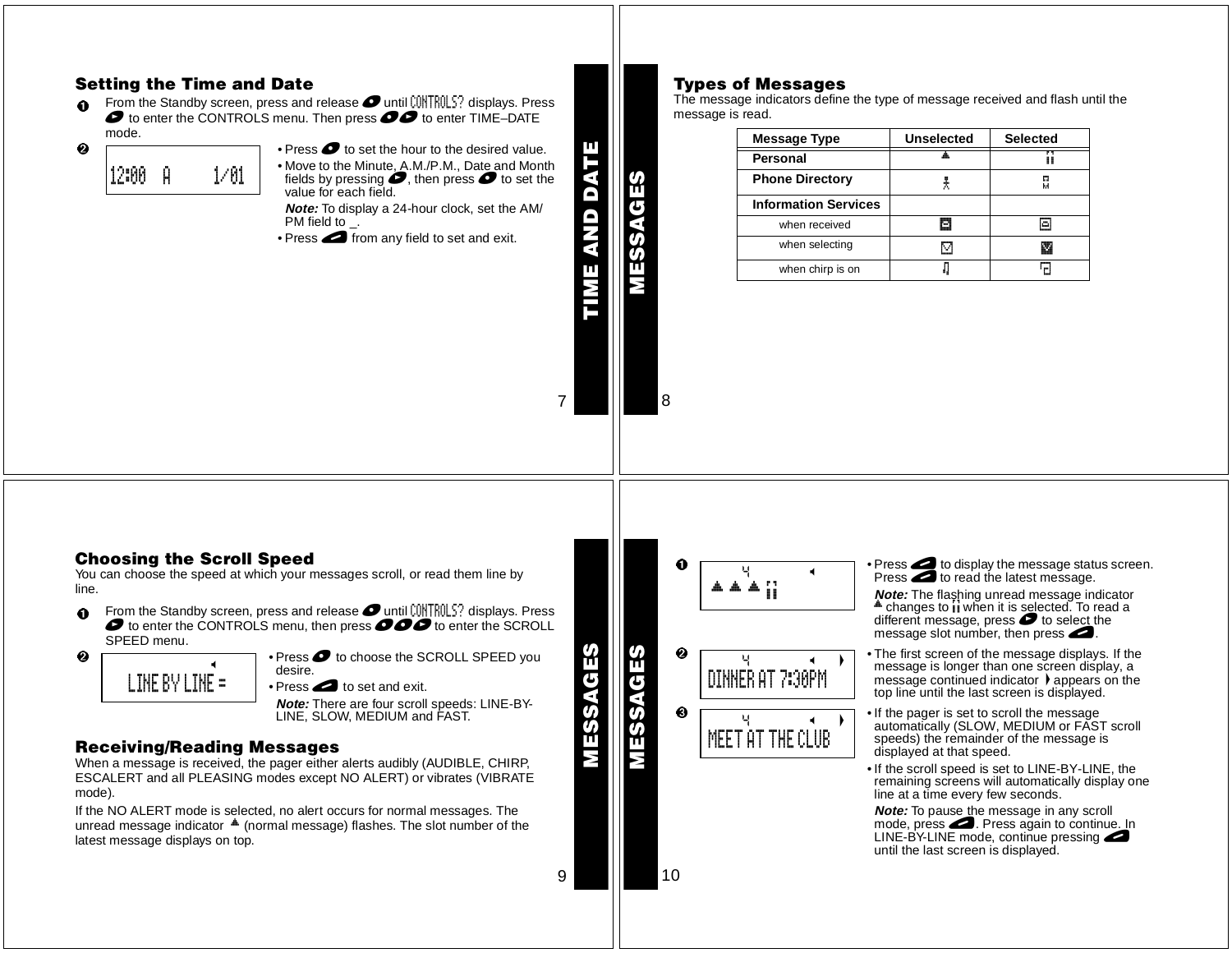## Setting the Time and Date

1. From the Standby screen, press and release ● until CONTROLS? displays. Press ● to enter the CONTROLS menu. Then press ●● to enter TIME–DATE mode.

2. `12:00 A 1/01`
   - Press ● to set the hour to the desired value.
   - Move to the Minute, A.M./P.M., Date and Month fields by pressing ●, then press ● to set the value for each field.

     ***Note:*** To display a 24-hour clock, set the AM/PM field to _.
   - Press ▬ from any field to set and exit.

## Types of Messages

The message indicators define the type of message received and flash until the message is read.

| Message Type | Unselected | Selected |
|---|---|---|
| **Personal** | ▲ | ⁞⁞ |
| **Phone Directory** | ☥ | ☐ |
| **Information Services** | | |
| when received | ▣ | ▣ |
| when selecting | ☒ | ☒ |
| when chirp is on | ♫ | ♫ |

## Choosing the Scroll Speed

You can choose the speed at which your messages scroll, or read them line by line.

1. From the Standby screen, press and release ● until CONTROLS? displays. Press ● to enter the CONTROLS menu, then press ●●● to enter the SCROLL SPEED menu.

2. `LINE BY LINE =`
   - Press ● to choose the SCROLL SPEED you desire.
   - Press ▬ to set and exit.

     ***Note:*** There are four scroll speeds: LINE-BY-LINE, SLOW, MEDIUM and FAST.

## Receiving/Reading Messages

When a message is received, the pager either alerts audibly (AUDIBLE, CHIRP, ESCALERT and all PLEASING modes except NO ALERT) or vibrates (VIBRATE mode).

If the NO ALERT mode is selected, no alert occurs for normal messages. The unread message indicator ▲ (normal message) flashes. The slot number of the latest message displays on top.

1. `▲▲▲⁞⁞`
   - Press ▬ to display the message status screen. Press ▬ to read the latest message.

     ***Note:*** The flashing unread message indicator ▲ changes to ⁞⁞ when it is selected. To read a different message, press ● to select the message slot number, then press ▬.

2. `DINNER AT 7:30PM`
   - The first screen of the message displays. If the message is longer than one screen display, a message continued indicator ▸ appears on the top line until the last screen is displayed.

3. `MEET AT THE CLUB`
   - If the pager is set to scroll the message automatically (SLOW, MEDIUM or FAST scroll speeds) the remainder of the message is displayed at that speed.
   - If the scroll speed is set to LINE-BY-LINE, the remaining screens will automatically display one line at a time every few seconds.

     ***Note:*** To pause the message in any scroll mode, press ▬. Press again to continue. In LINE-BY-LINE mode, continue pressing ▬ until the last screen is displayed.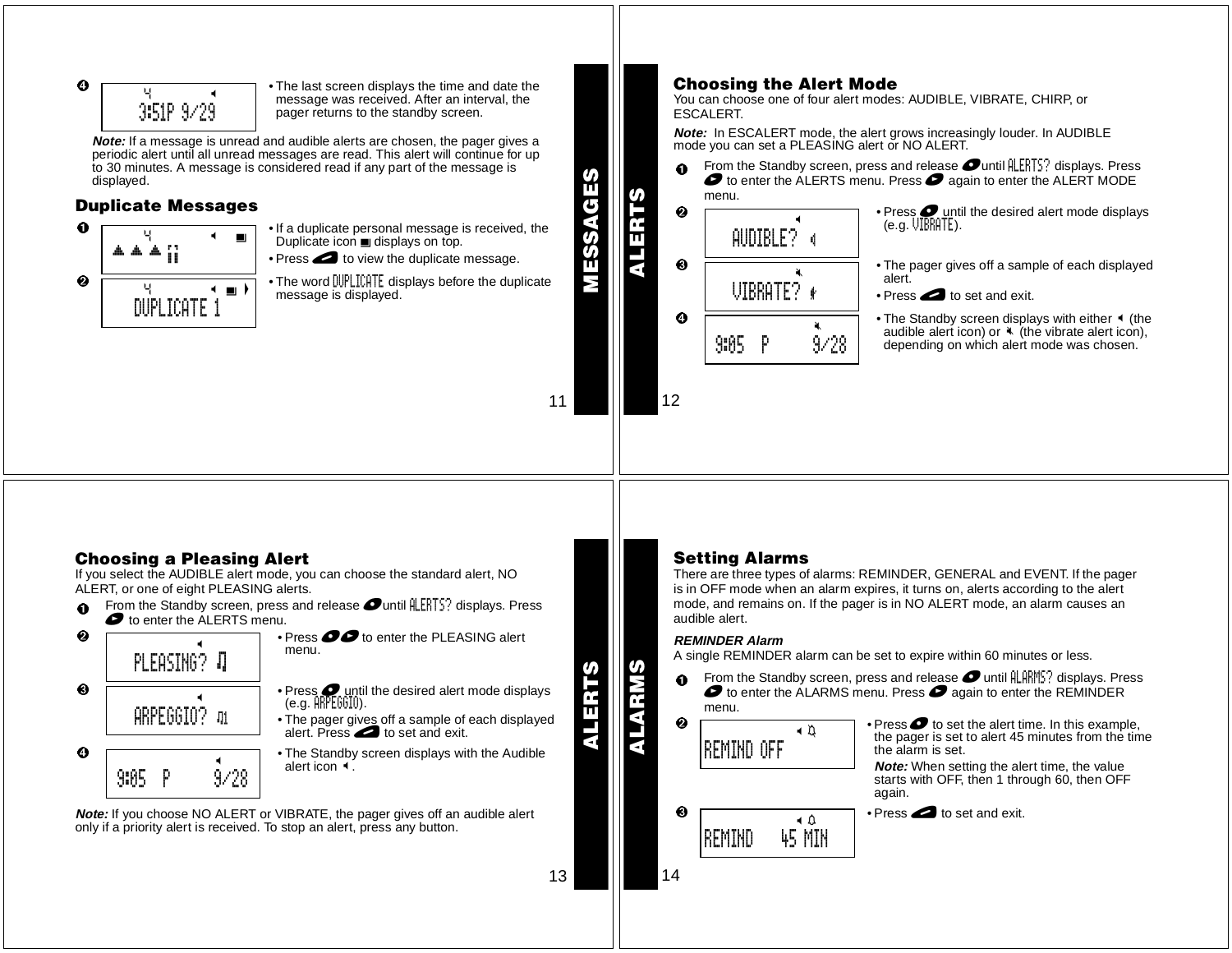❹ 3:51P 9/29

- The last screen displays the time and date the message was received. After an interval, the pager returns to the standby screen.

***Note:*** If a message is unread and audible alerts are chosen, the pager gives a periodic alert until all unread messages are read. This alert will continue for up to 30 minutes. A message is considered read if any part of the message is displayed.

## Duplicate Messages

❶
- If a duplicate personal message is received, the Duplicate icon displays on top.
- Press to view the duplicate message.

❷ DUPLICATE 1
- The word DUPLICATE displays before the duplicate message is displayed.

## Choosing the Alert Mode

You can choose one of four alert modes: AUDIBLE, VIBRATE, CHIRP, or ESCALERT.

***Note:*** In ESCALERT mode, the alert grows increasingly louder. In AUDIBLE mode you can set a PLEASING alert or NO ALERT.

❶ From the Standby screen, press and release until ALERTS? displays. Press to enter the ALERTS menu. Press again to enter the ALERT MODE menu.

❷ AUDIBLE?
- Press until the desired alert mode displays (e.g. VIBRATE).

❸ VIBRATE?
- The pager gives off a sample of each displayed alert.
- Press to set and exit.

❹ 9:05 P 9/28
- The Standby screen displays with either (the audible alert icon) or (the vibrate alert icon), depending on which alert mode was chosen.

## Choosing a Pleasing Alert

If you select the AUDIBLE alert mode, you can choose the standard alert, NO ALERT, or one of eight PLEASING alerts.

❶ From the Standby screen, press and release until ALERTS? displays. Press to enter the ALERTS menu.

❷ PLEASING?
- Press to enter the PLEASING alert menu.

❸ ARPEGGIO?
- Press until the desired alert mode displays (e.g. ARPEGGIO).
- The pager gives off a sample of each displayed alert. Press to set and exit.

❹ 9:05 P 9/28
- The Standby screen displays with the Audible alert icon.

***Note:*** If you choose NO ALERT or VIBRATE, the pager gives off an audible alert only if a priority alert is received. To stop an alert, press any button.

## Setting Alarms

There are three types of alarms: REMINDER, GENERAL and EVENT. If the pager is in OFF mode when an alarm expires, it turns on, alerts according to the alert mode, and remains on. If the pager is in NO ALERT mode, an alarm causes an audible alert.

***REMINDER Alarm***

A single REMINDER alarm can be set to expire within 60 minutes or less.

❶ From the Standby screen, press and release until ALARMS? displays. Press to enter the ALARMS menu. Press again to enter the REMINDER menu.

❷ REMIND OFF
- Press to set the alert time. In this example, the pager is set to alert 45 minutes from the time the alarm is set.

  ***Note:*** When setting the alert time, the value starts with OFF, then 1 through 60, then OFF again.

❸ REMIND 45 MIN
- Press to set and exit.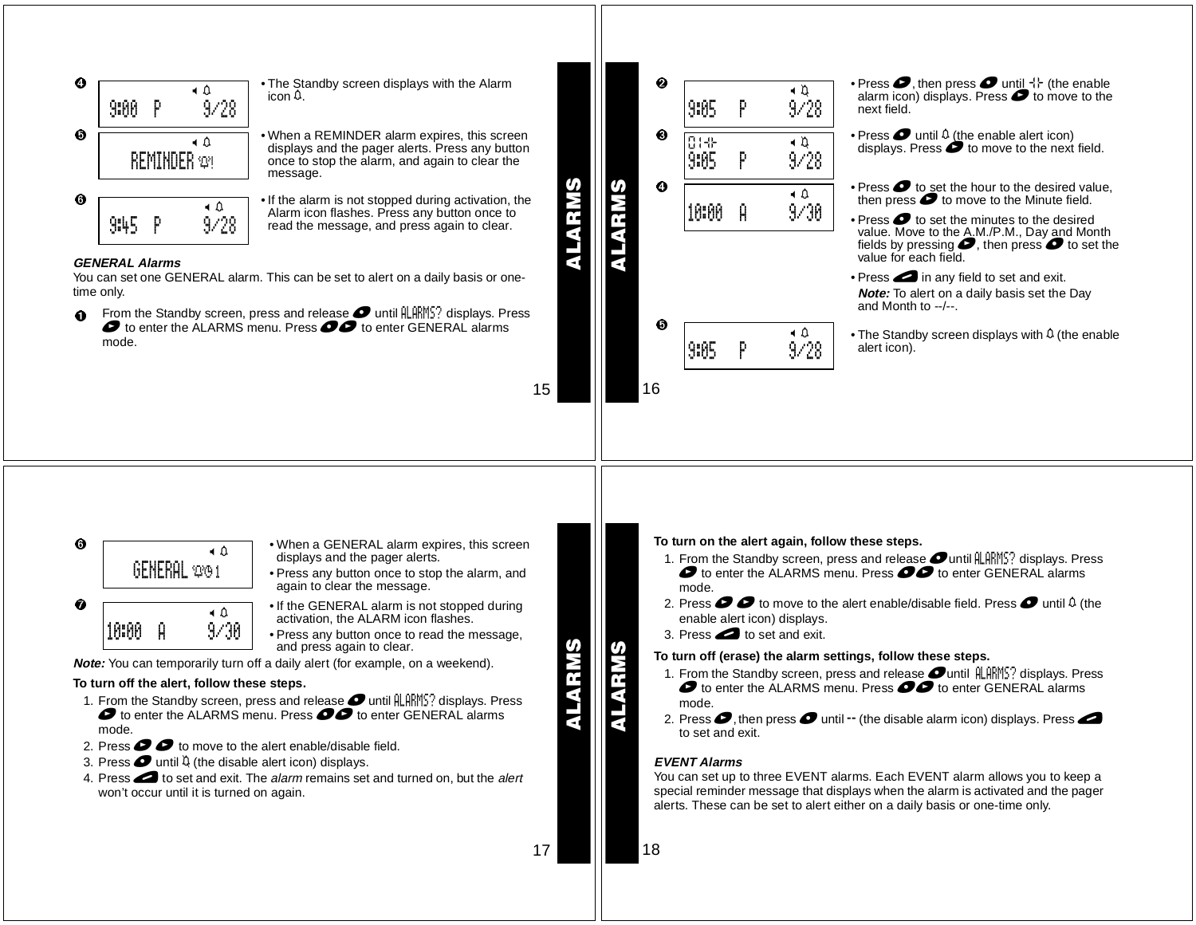❹ 9:00 P 9/28

- The Standby screen displays with the Alarm icon.

❺ REMINDER

- When a REMINDER alarm expires, this screen displays and the pager alerts. Press any button once to stop the alarm, and again to clear the message.

❻ 9:45 P 9/28

- If the alarm is not stopped during activation, the Alarm icon flashes. Press any button once to read the message, and press again to clear.

***GENERAL Alarms***

You can set one GENERAL alarm. This can be set to alert on a daily basis or one-time only.

❶ From the Standby screen, press and release until ALARMS? displays. Press to enter the ALARMS menu. Press to enter GENERAL alarms mode.

ALARMS

ALARMS

❷ 9:05 P 9/28

- Press , then press until (the enable alarm icon) displays. Press to move to the next field.

❸ 9:05 P 9/28

- Press until (the enable alert icon) displays. Press to move to the next field.

❹ 10:00 A 9/30

- Press to set the hour to the desired value, then press to move to the Minute field.
- Press to set the minutes to the desired value. Move to the A.M./P.M., Day and Month fields by pressing , then press to set the value for each field.
- Press in any field to set and exit.

  ***Note:*** To alert on a daily basis set the Day and Month to --/--.

❺ 9:05 P 9/28

- The Standby screen displays with (the enable alert icon).

❻ GENERAL 1

- When a GENERAL alarm expires, this screen displays and the pager alerts.
- Press any button once to stop the alarm, and again to clear the message.

❼ 10:00 A 9/30

- If the GENERAL alarm is not stopped during activation, the ALARM icon flashes.
- Press any button once to read the message, and press again to clear.

***Note:*** You can temporarily turn off a daily alert (for example, on a weekend).

**To turn off the alert, follow these steps.**

1. From the Standby screen, press and release until ALARMS? displays. Press to enter the ALARMS menu. Press to enter GENERAL alarms mode.
2. Press to move to the alert enable/disable field.
3. Press until (the disable alert icon) displays.
4. Press to set and exit. The *alarm* remains set and turned on, but the *alert* won't occur until it is turned on again.

ALARMS

ALARMS

**To turn on the alert again, follow these steps.**

1. From the Standby screen, press and release until ALARMS? displays. Press to enter the ALARMS menu. Press to enter GENERAL alarms mode.
2. Press to move to the alert enable/disable field. Press until (the enable alert icon) displays.
3. Press to set and exit.

**To turn off (erase) the alarm settings, follow these steps.**

1. From the Standby screen, press and release until ALARMS? displays. Press to enter the ALARMS menu. Press to enter GENERAL alarms mode.
2. Press , then press until -- (the disable alarm icon) displays. Press to set and exit.

***EVENT Alarms***

You can set up to three EVENT alarms. Each EVENT alarm allows you to keep a special reminder message that displays when the alarm is activated and the pager alerts. These can be set to alert either on a daily basis or one-time only.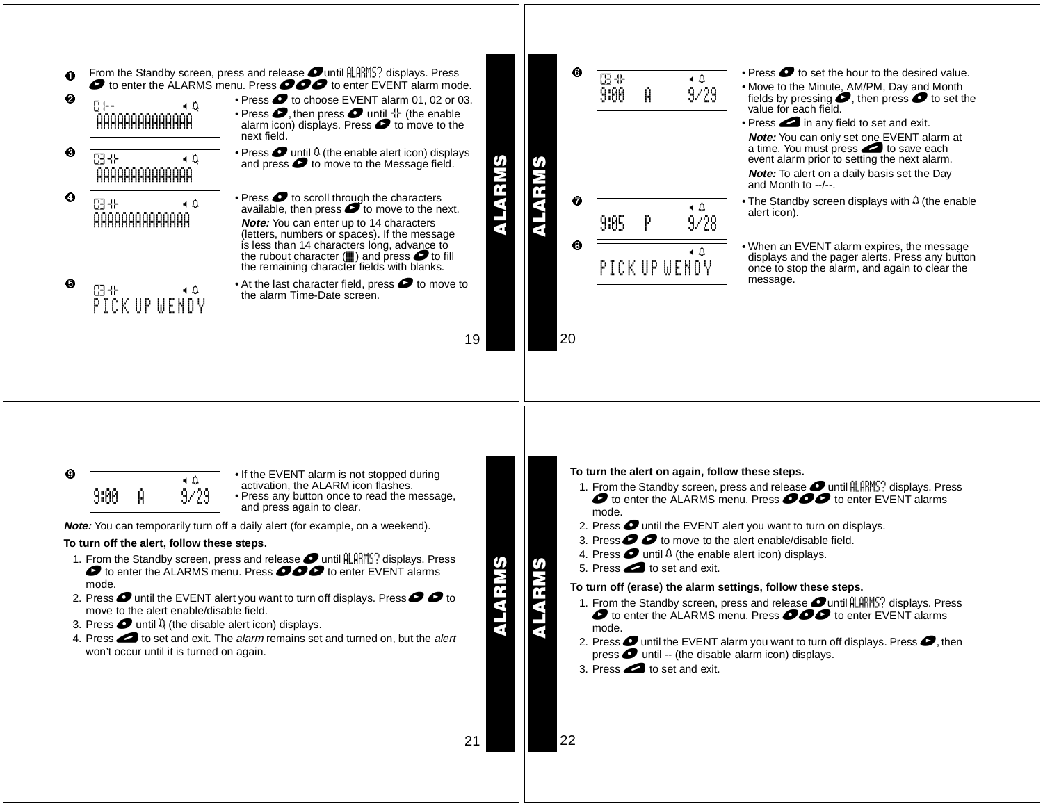❶ From the Standby screen, press and release ● until ALARMS? displays. Press ● to enter the ALARMS menu. Press ●●● to enter EVENT alarm mode.

❷
```
01 --          ◄ 🔔
AAAAAAAAAAAAAA
```
- Press ● to choose EVENT alarm 01, 02 or 03.
- Press ●, then press ● until ⁜ (the enable alarm icon) displays. Press ● to move to the next field.

❸
```
03 ⁜          ◄ 🔔
AAAAAAAAAAAAAA
```
- Press ● until 🔔 (the enable alert icon) displays and press ● to move to the Message field.

❹
```
03 ⁜          ◄ 🔔
AAAAAAAAAAAAAA
```
- Press ● to scroll through the characters available, then press ● to move to the next.

  ***Note:*** You can enter up to 14 characters (letters, numbers or spaces). If the message is less than 14 characters long, advance to the rubout character (▓) and press ● to fill the remaining character fields with blanks.

❺
```
03 ⁜          ◄ 🔔
PICK UP WENDY
```
- At the last character field, press ● to move to the alarm Time-Date screen.

❻
```
03 ⁜          ◄ 🔔
9:00  A    9/29
```
- Press ● to set the hour to the desired value.
- Move to the Minute, AM/PM, Day and Month fields by pressing ●, then press ● to set the value for each field.
- Press ▬ in any field to set and exit.

  ***Note:*** You can only set one EVENT alarm at a time. You must press ▬ to save each event alarm prior to setting the next alarm.

  ***Note:*** To alert on a daily basis set the Day and Month to --/--.

❼
```
              ◄ 🔔
9:05  P    9/28
```
- The Standby screen displays with 🔔 (the enable alert icon).

❽
```
              ◄ 🔔
PICK UP WENDY
```
- When an EVENT alarm expires, the message displays and the pager alerts. Press any button once to stop the alarm, and again to clear the message.

❾
```
              ◄ 🔔
9:00  A    9/29
```
- If the EVENT alarm is not stopped during activation, the ALARM icon flashes.
- Press any button once to read the message, and press again to clear.

***Note:*** You can temporarily turn off a daily alert (for example, on a weekend).

**To turn off the alert, follow these steps.**

1. From the Standby screen, press and release ● until ALARMS? displays. Press ● to enter the ALARMS menu. Press ●●● to enter EVENT alarms mode.
2. Press ● until the EVENT alert you want to turn off displays. Press ● ● to move to the alert enable/disable field.
3. Press ● until 🔕 (the disable alert icon) displays.
4. Press ▬ to set and exit. The *alarm* remains set and turned on, but the *alert* won't occur until it is turned on again.

**To turn the alert on again, follow these steps.**

1. From the Standby screen, press and release ● until ALARMS? displays. Press ● to enter the ALARMS menu. Press ●●● to enter EVENT alarms mode.
2. Press ● until the EVENT alert you want to turn on displays.
3. Press ● ● to move to the alert enable/disable field.
4. Press ● until 🔔 (the enable alert icon) displays.
5. Press ▬ to set and exit.

**To turn off (erase) the alarm settings, follow these steps.**

1. From the Standby screen, press and release ● until ALARMS? displays. Press ● to enter the ALARMS menu. Press ●●● to enter EVENT alarms mode.
2. Press ● until the EVENT alarm you want to turn off displays. Press ●, then press ● until -- (the disable alarm icon) displays.
3. Press ▬ to set and exit.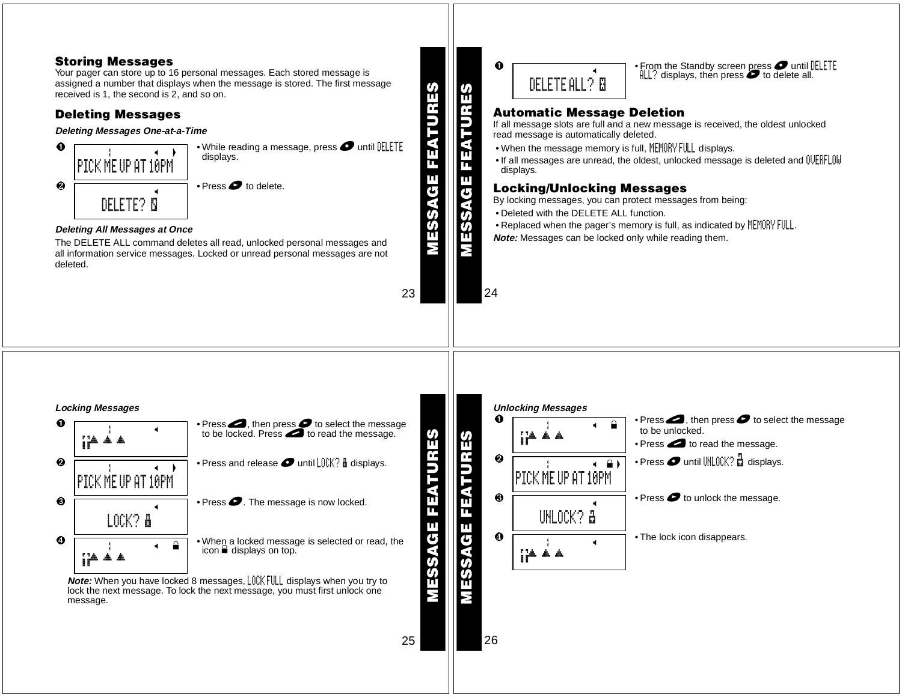## Storing Messages

Your pager can store up to 16 personal messages. Each stored message is assigned a number that displays when the message is stored. The first message received is 1, the second is 2, and so on.

## Deleting Messages

***Deleting Messages One-at-a-Time***

1. PICK ME UP AT 10PM
   - While reading a message, press until DELETE displays.
2. DELETE?
   - Press to delete.

***Deleting All Messages at Once***

The DELETE ALL command deletes all read, unlocked personal messages and all information service messages. Locked or unread personal messages are not deleted.

1. DELETE ALL?
   - From the Standby screen press until DELETE ALL? displays, then press to delete all.

## Automatic Message Deletion

If all message slots are full and a new message is received, the oldest unlocked read message is automatically deleted.

- When the message memory is full, MEMORY FULL displays.
- If all messages are unread, the oldest, unlocked message is deleted and OVERFLOW displays.

## Locking/Unlocking Messages

By locking messages, you can protect messages from being:

- Deleted with the DELETE ALL function.
- Replaced when the pager's memory is full, as indicated by MEMORY FULL.

***Note:*** Messages can be locked only while reading them.

***Locking Messages***

1. - Press , then press to select the message to be locked. Press to read the message.
2. PICK ME UP AT 10PM
   - Press and release until LOCK? displays.
3. LOCK?
   - Press . The message is now locked.
4. - When a locked message is selected or read, the icon displays on top.

***Note:*** When you have locked 8 messages, LOCK FULL displays when you try to lock the next message. To lock the next message, you must first unlock one message.

***Unlocking Messages***

1. - Press , then press to select the message to be unlocked.
   - Press to read the message.
2. PICK ME UP AT 10PM
   - Press until UNLOCK? displays.
3. UNLOCK?
   - Press to unlock the message.
4. - The lock icon disappears.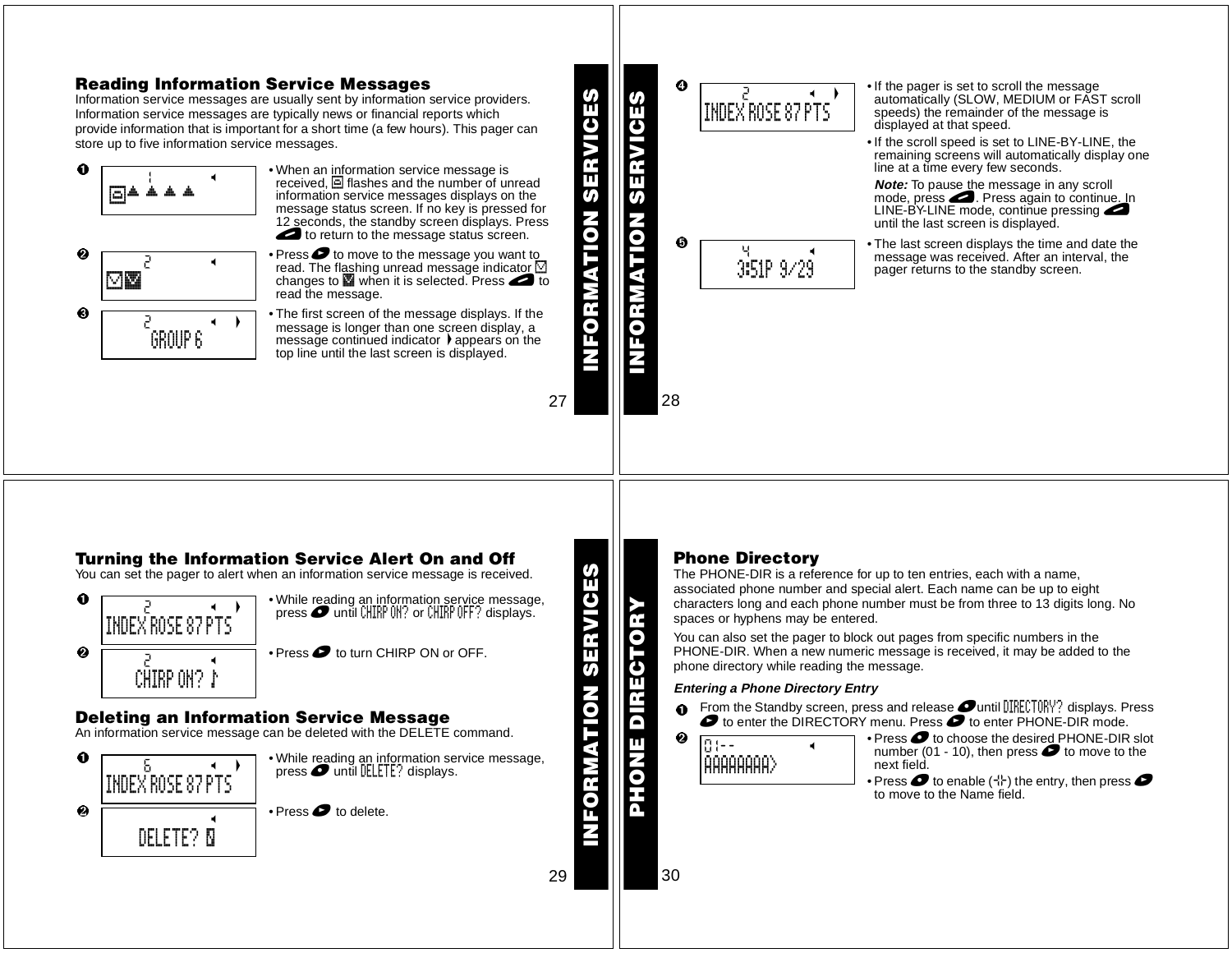## Reading Information Service Messages

Information service messages are usually sent by information service providers. Information service messages are typically news or financial reports which provide information that is important for a short time (a few hours). This pager can store up to five information service messages.

1. • When an information service message is received, the indicator flashes and the number of unread information service messages displays on the message status screen. If no key is pressed for 12 seconds, the standby screen displays. Press the button to return to the message status screen.
2. • Press the button to move to the message you want to read. The flashing unread message indicator changes when it is selected. Press the button to read the message.
3. • The first screen of the message displays. If the message is longer than one screen display, a message continued indicator appears on the top line until the last screen is displayed.

   GROUP 6

4. INDEX ROSE 87 PTS

   • If the pager is set to scroll the message automatically (SLOW, MEDIUM or FAST scroll speeds) the remainder of the message is displayed at that speed.

   • If the scroll speed is set to LINE-BY-LINE, the remaining screens will automatically display one line at a time every few seconds.

   ***Note:*** To pause the message in any scroll mode, press the button. Press again to continue. In LINE-BY-LINE mode, continue pressing the button until the last screen is displayed.

5. 3:51P 9/29

   • The last screen displays the time and date the message was received. After an interval, the pager returns to the standby screen.

## Turning the Information Service Alert On and Off

You can set the pager to alert when an information service message is received.

1. INDEX ROSE 87 PTS

   • While reading an information service message, press the button until CHIRP ON? or CHIRP OFF? displays.

2. CHIRP ON?

   • Press the button to turn CHIRP ON or OFF.

## Deleting an Information Service Message

An information service message can be deleted with the DELETE command.

1. INDEX ROSE 87 PTS

   • While reading an information service message, press the button until DELETE? displays.

2. DELETE?

   • Press the button to delete.

## Phone Directory

The PHONE-DIR is a reference for up to ten entries, each with a name, associated phone number and special alert. Each name can be up to eight characters long and each phone number must be from three to 13 digits long. No spaces or hyphens may be entered.

You can also set the pager to block out pages from specific numbers in the PHONE-DIR. When a new numeric message is received, it may be added to the phone directory while reading the message.

### *Entering a Phone Directory Entry*

1. From the Standby screen, press and release the button until DIRECTORY? displays. Press the button to enter the DIRECTORY menu. Press the button to enter PHONE-DIR mode.
2. 01-- AAAAAAAA>

   • Press the button to choose the desired PHONE-DIR slot number (01 - 10), then press the button to move to the next field.

   • Press the button to enable the entry, then press the button to move to the Name field.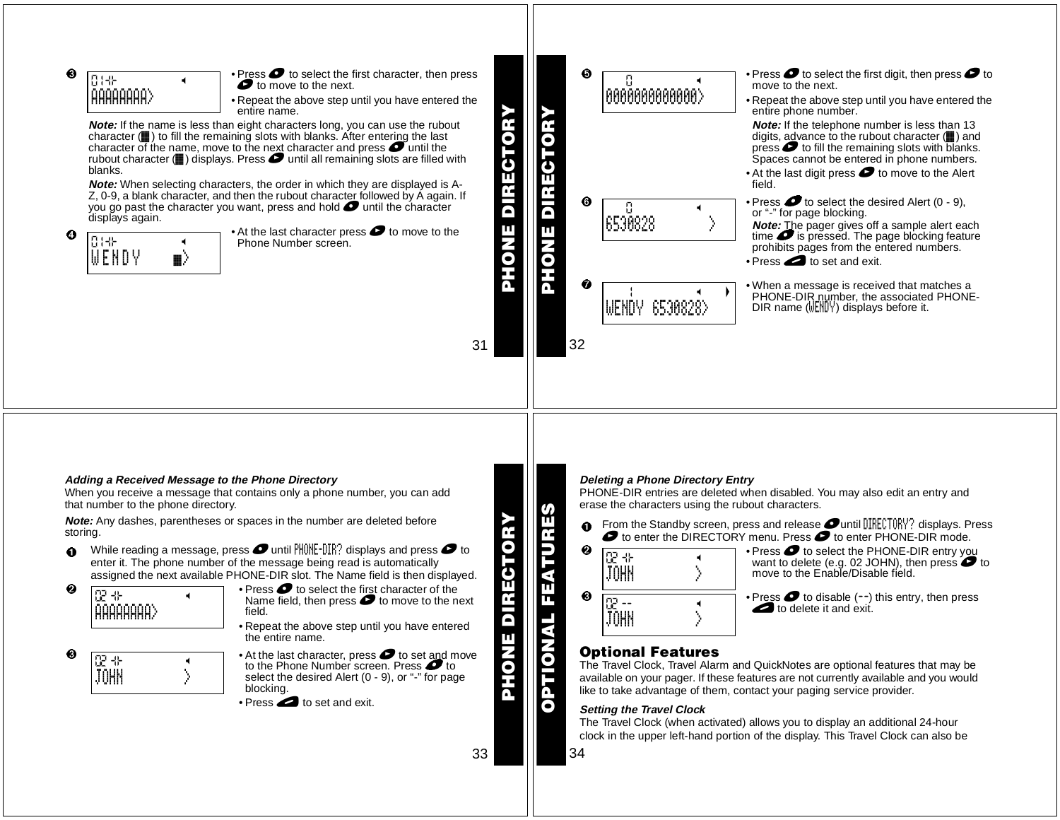❸ `01 -¦-` `AAAAAAAA>`

- Press ⬬ to select the first character, then press ⬬ to move to the next.
- Repeat the above step until you have entered the entire name.

***Note:*** If the name is less than eight characters long, you can use the rubout character (▦) to fill the remaining slots with blanks. After entering the last character of the name, move to the next character and press ⬬ until the rubout character (▦) displays. Press ⬬ until all remaining slots are filled with blanks.

***Note:*** When selecting characters, the order in which they are displayed is A-Z, 0-9, a blank character, and then the rubout character followed by A again. If you go past the character you want, press and hold ⬬ until the character displays again.

❹ `01 -¦-` `WENDY ▦>`

- At the last character press ⬬ to move to the Phone Number screen.

❺ `0` `0000000000000>`

- Press ⬬ to select the first digit, then press ⬬ to move to the next.
- Repeat the above step until you have entered the entire phone number.

  ***Note:*** If the telephone number is less than 13 digits, advance to the rubout character (▦) and press ⬬ to fill the remaining slots with blanks. Spaces cannot be entered in phone numbers.
- At the last digit press ⬬ to move to the Alert field.

❻ `0` `6530828 >`

- Press ⬬ to select the desired Alert (0 - 9), or "-" for page blocking.

  ***Note:*** The pager gives off a sample alert each time ⬬ is pressed. The page blocking feature prohibits pages from the entered numbers.
- Press ⬬ to set and exit.

❼ `WENDY 6530828>`

- When a message is received that matches a PHONE-DIR number, the associated PHONE-DIR name (WENDY) displays before it.

### *Adding a Received Message to the Phone Directory*

When you receive a message that contains only a phone number, you can add that number to the phone directory.

***Note:*** Any dashes, parentheses or spaces in the number are deleted before storing.

❶ While reading a message, press ⬬ until PHONE-DIR? displays and press ⬬ to enter it. The phone number of the message being read is automatically assigned the next available PHONE-DIR slot. The Name field is then displayed.

❷ `02 -¦-` `AAAAAAAA>`

- Press ⬬ to select the first character of the Name field, then press ⬬ to move to the next field.
- Repeat the above step until you have entered the entire name.

❸ `02 -¦-` `JOHN >`

- At the last character, press ⬬ to set and move to the Phone Number screen. Press ⬬ to select the desired Alert (0 - 9), or "-" for page blocking.
- Press ⬬ to set and exit.

### *Deleting a Phone Directory Entry*

PHONE-DIR entries are deleted when disabled. You may also edit an entry and erase the characters using the rubout characters.

❶ From the Standby screen, press and release ⬬ until DIRECTORY? displays. Press ⬬ to enter the DIRECTORY menu. Press ⬬ to enter PHONE-DIR mode.

❷ `02 -¦-` `JOHN >`

- Press ⬬ to select the PHONE-DIR entry you want to delete (e.g. 02 JOHN), then press ⬬ to move to the Enable/Disable field.

❸ `02 --` `JOHN >`

- Press ⬬ to disable (--) this entry, then press ⬬ to delete it and exit.

## Optional Features

The Travel Clock, Travel Alarm and QuickNotes are optional features that may be available on your pager. If these features are not currently available and you would like to take advantage of them, contact your paging service provider.

### *Setting the Travel Clock*

The Travel Clock (when activated) allows you to display an additional 24-hour clock in the upper left-hand portion of the display. This Travel Clock can also be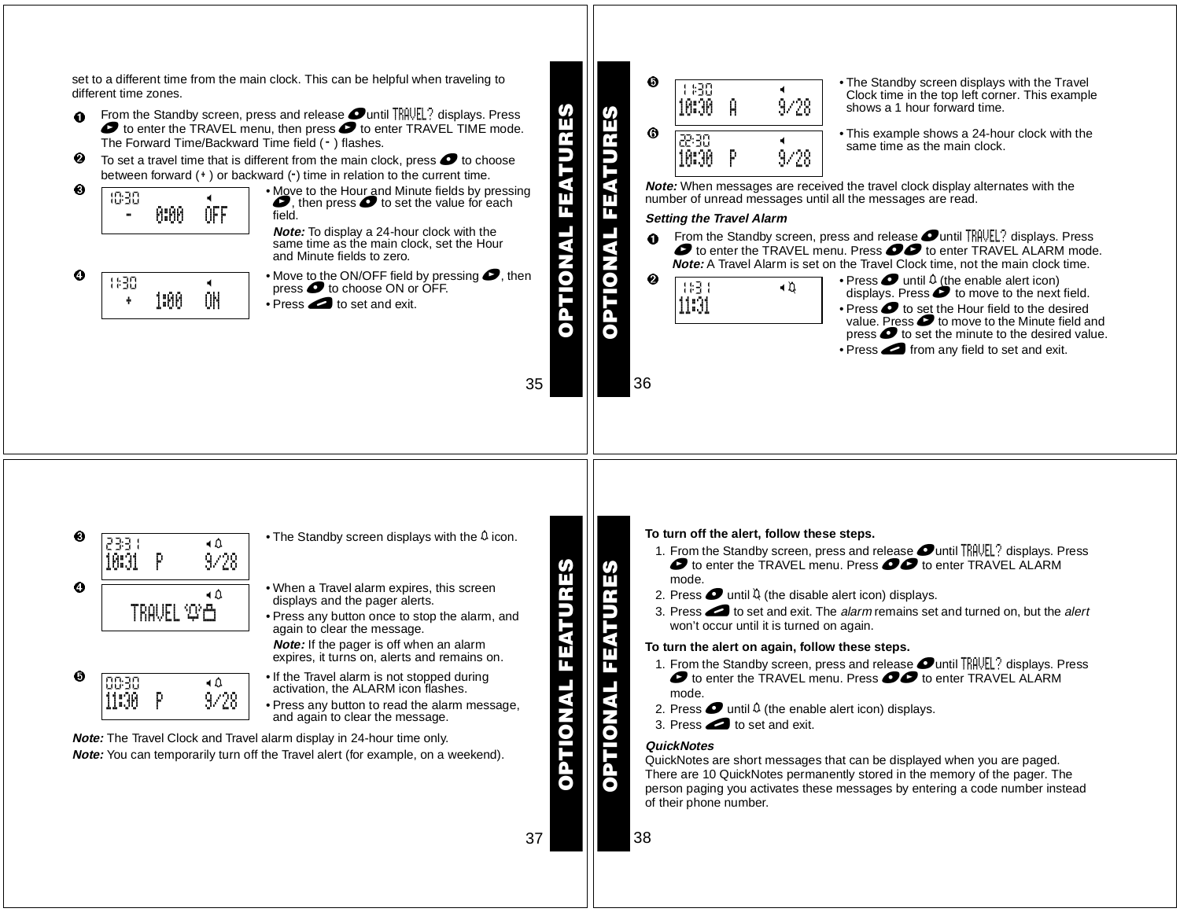set to a different time from the main clock. This can be helpful when traveling to different time zones.

1. From the Standby screen, press and release ● until TRAVEL? displays. Press ● to enter the TRAVEL menu, then press ● to enter TRAVEL TIME mode. The Forward Time/Backward Time field (-) flashes.
2. To set a travel time that is different from the main clock, press ● to choose between forward (+) or backward (-) time in relation to the current time.
3. (Display: 10:30 / - 0:00 OFF)
   - Move to the Hour and Minute fields by pressing ●, then press ● to set the value for each field.

   ***Note:*** To display a 24-hour clock with the same time as the main clock, set the Hour and Minute fields to zero.
4. (Display: 11:30 / + 1:00 ON)
   - Move to the ON/OFF field by pressing ●, then press ● to choose ON or OFF.
   - Press ▬ to set and exit.
5. (Display: 11:30 / 10:30 A 9/28)
   - The Standby screen displays with the Travel Clock time in the top left corner. This example shows a 1 hour forward time.
6. (Display: 22:30 / 10:30 P 9/28)
   - This example shows a 24-hour clock with the same time as the main clock.

***Note:*** When messages are received the travel clock display alternates with the number of unread messages until all the messages are read.

***Setting the Travel Alarm***

1. From the Standby screen, press and release ● until TRAVEL? displays. Press ● to enter the TRAVEL menu. Press ●● to enter TRAVEL ALARM mode.

   ***Note:*** A Travel Alarm is set on the Travel Clock time, not the main clock time.
2. (Display: 11:31 / 11:31)
   - Press ● until (the enable alert icon) displays. Press ● to move to the next field.
   - Press ● to set the Hour field to the desired value. Press ● to move to the Minute field and press ● to set the minute to the desired value.
   - Press ▬ from any field to set and exit.
3. (Display: 23:31 / 10:31 P 9/28)
   - The Standby screen displays with the icon.
4. (Display: TRAVEL)
   - When a Travel alarm expires, this screen displays and the pager alerts.
   - Press any button once to stop the alarm, and again to clear the message.

   ***Note:*** If the pager is off when an alarm expires, it turns on, alerts and remains on.
5. (Display: 00:30 / 11:30 P 9/28)
   - If the Travel alarm is not stopped during activation, the ALARM icon flashes.
   - Press any button to read the alarm message, and again to clear the message.

***Note:*** The Travel Clock and Travel alarm display in 24-hour time only.

***Note:*** You can temporarily turn off the Travel alert (for example, on a weekend).

**To turn off the alert, follow these steps.**

1. From the Standby screen, press and release ● until TRAVEL? displays. Press ● to enter the TRAVEL menu. Press ●● to enter TRAVEL ALARM mode.
2. Press ● until (the disable alert icon) displays.
3. Press ▬ to set and exit. The *alarm* remains set and turned on, but the *alert* won't occur until it is turned on again.

**To turn the alert on again, follow these steps.**

1. From the Standby screen, press and release ● until TRAVEL? displays. Press ● to enter the TRAVEL menu. Press ●● to enter TRAVEL ALARM mode.
2. Press ● until (the enable alert icon) displays.
3. Press ▬ to set and exit.

***QuickNotes***

QuickNotes are short messages that can be displayed when you are paged. There are 10 QuickNotes permanently stored in the memory of the pager. The person paging you activates these messages by entering a code number instead of their phone number.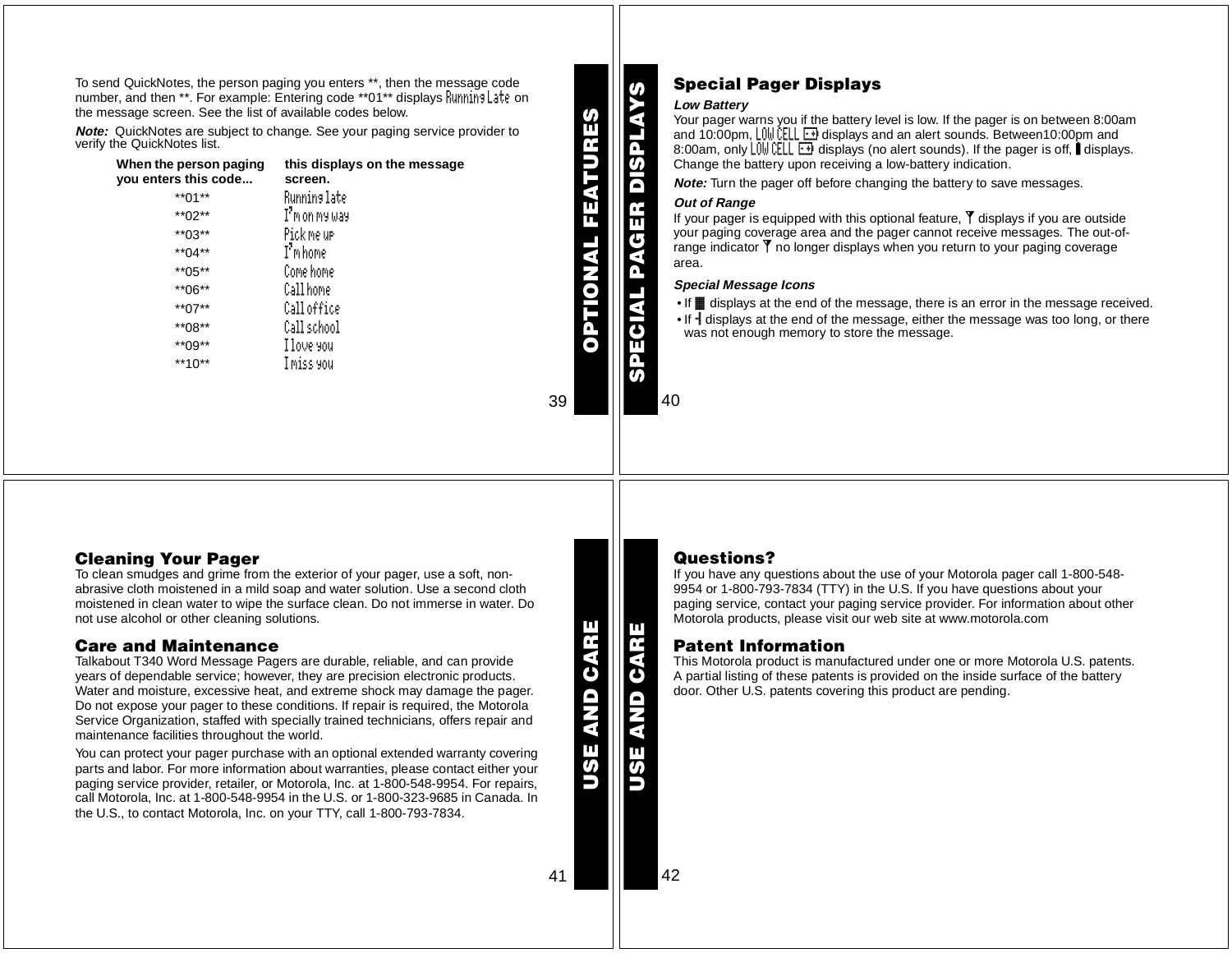To send QuickNotes, the person paging you enters **, then the message code number, and then **. For example: Entering code **01** displays Running Late on the message screen. See the list of available codes below.

***Note:*** QuickNotes are subject to change. See your paging service provider to verify the QuickNotes list.

| When the person paging you enters this code... | this displays on the message screen. |
|---|---|
| **01** | Running late |
| **02** | I'm on my way |
| **03** | Pick me up |
| **04** | I'm home |
| **05** | Come home |
| **06** | Call home |
| **07** | Call office |
| **08** | Call school |
| **09** | I love you |
| **10** | I miss you |

## Special Pager Displays

***Low Battery***

Your pager warns you if the battery level is low. If the pager is on between 8:00am and 10:00pm, LOW CELL displays and an alert sounds. Between10:00pm and 8:00am, only LOW CELL displays (no alert sounds). If the pager is off, displays. Change the battery upon receiving a low-battery indication.

***Note:*** Turn the pager off before changing the battery to save messages.

***Out of Range***

If your pager is equipped with this optional feature, displays if you are outside your paging coverage area and the pager cannot receive messages. The out-of-range indicator no longer displays when you return to your paging coverage area.

***Special Message Icons***

- If displays at the end of the message, there is an error in the message received.
- If displays at the end of the message, either the message was too long, or there was not enough memory to store the message.

## Cleaning Your Pager

To clean smudges and grime from the exterior of your pager, use a soft, non-abrasive cloth moistened in a mild soap and water solution. Use a second cloth moistened in clean water to wipe the surface clean. Do not immerse in water. Do not use alcohol or other cleaning solutions.

## Care and Maintenance

Talkabout T340 Word Message Pagers are durable, reliable, and can provide years of dependable service; however, they are precision electronic products. Water and moisture, excessive heat, and extreme shock may damage the pager. Do not expose your pager to these conditions. If repair is required, the Motorola Service Organization, staffed with specially trained technicians, offers repair and maintenance facilities throughout the world.

You can protect your pager purchase with an optional extended warranty covering parts and labor. For more information about warranties, please contact either your paging service provider, retailer, or Motorola, Inc. at 1-800-548-9954. For repairs, call Motorola, Inc. at 1-800-548-9954 in the U.S. or 1-800-323-9685 in Canada. In the U.S., to contact Motorola, Inc. on your TTY, call 1-800-793-7834.

## Questions?

If you have any questions about the use of your Motorola pager call 1-800-548-9954 or 1-800-793-7834 (TTY) in the U.S. If you have questions about your paging service, contact your paging service provider. For information about other Motorola products, please visit our web site at www.motorola.com

## Patent Information

This Motorola product is manufactured under one or more Motorola U.S. patents. A partial listing of these patents is provided on the inside surface of the battery door. Other U.S. patents covering this product are pending.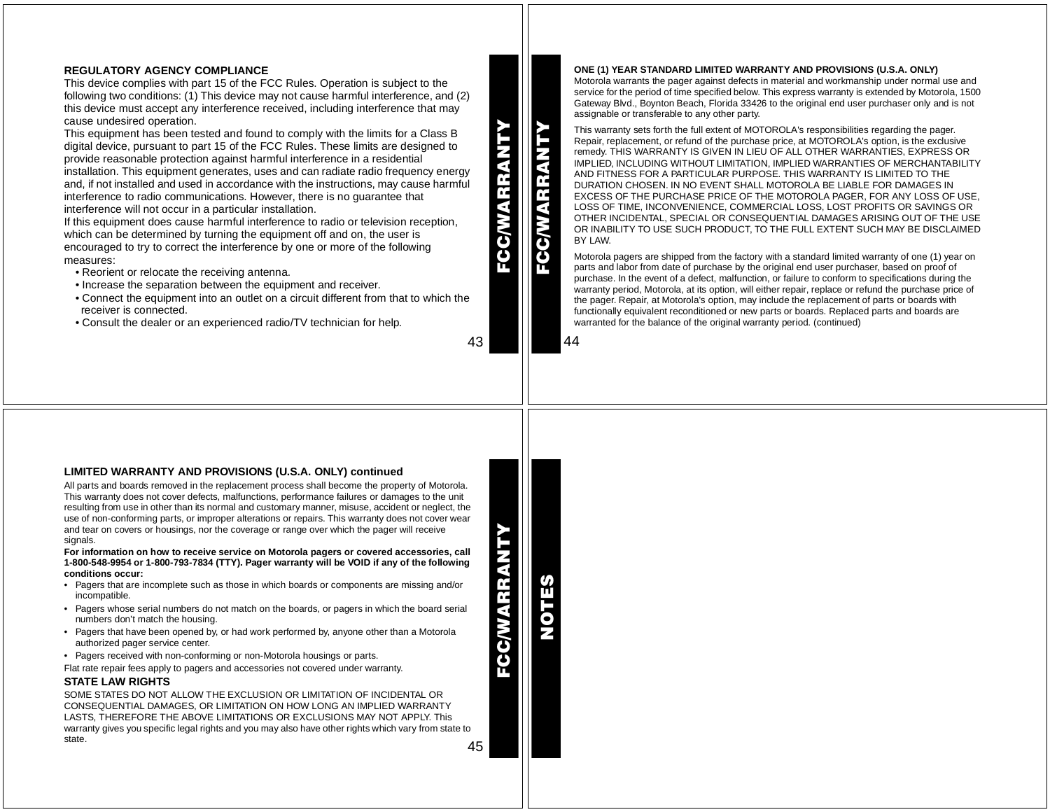## REGULATORY AGENCY COMPLIANCE

This device complies with part 15 of the FCC Rules. Operation is subject to the following two conditions: (1) This device may not cause harmful interference, and (2) this device must accept any interference received, including interference that may cause undesired operation.

This equipment has been tested and found to comply with the limits for a Class B digital device, pursuant to part 15 of the FCC Rules. These limits are designed to provide reasonable protection against harmful interference in a residential installation. This equipment generates, uses and can radiate radio frequency energy and, if not installed and used in accordance with the instructions, may cause harmful interference to radio communications. However, there is no guarantee that interference will not occur in a particular installation.

If this equipment does cause harmful interference to radio or television reception, which can be determined by turning the equipment off and on, the user is encouraged to try to correct the interference by one or more of the following measures:

- Reorient or relocate the receiving antenna.
- Increase the separation between the equipment and receiver.
- Connect the equipment into an outlet on a circuit different from that to which the receiver is connected.
- Consult the dealer or an experienced radio/TV technician for help.

## ONE (1) YEAR STANDARD LIMITED WARRANTY AND PROVISIONS (U.S.A. ONLY)

Motorola warrants the pager against defects in material and workmanship under normal use and service for the period of time specified below. This express warranty is extended by Motorola, 1500 Gateway Blvd., Boynton Beach, Florida 33426 to the original end user purchaser only and is not assignable or transferable to any other party.

This warranty sets forth the full extent of MOTOROLA's responsibilities regarding the pager. Repair, replacement, or refund of the purchase price, at MOTOROLA's option, is the exclusive remedy. THIS WARRANTY IS GIVEN IN LIEU OF ALL OTHER WARRANTIES, EXPRESS OR IMPLIED, INCLUDING WITHOUT LIMITATION, IMPLIED WARRANTIES OF MERCHANTABILITY AND FITNESS FOR A PARTICULAR PURPOSE. THIS WARRANTY IS LIMITED TO THE DURATION CHOSEN. IN NO EVENT SHALL MOTOROLA BE LIABLE FOR DAMAGES IN EXCESS OF THE PURCHASE PRICE OF THE MOTOROLA PAGER, FOR ANY LOSS OF USE, LOSS OF TIME, INCONVENIENCE, COMMERCIAL LOSS, LOST PROFITS OR SAVINGS OR OTHER INCIDENTAL, SPECIAL OR CONSEQUENTIAL DAMAGES ARISING OUT OF THE USE OR INABILITY TO USE SUCH PRODUCT, TO THE FULL EXTENT SUCH MAY BE DISCLAIMED BY LAW.

Motorola pagers are shipped from the factory with a standard limited warranty of one (1) year on parts and labor from date of purchase by the original end user purchaser, based on proof of purchase. In the event of a defect, malfunction, or failure to conform to specifications during the warranty period, Motorola, at its option, will either repair, replace or refund the purchase price of the pager. Repair, at Motorola's option, may include the replacement of parts or boards with functionally equivalent reconditioned or new parts or boards. Replaced parts and boards are warranted for the balance of the original warranty period. (continued)

## LIMITED WARRANTY AND PROVISIONS (U.S.A. ONLY) continued

All parts and boards removed in the replacement process shall become the property of Motorola. This warranty does not cover defects, malfunctions, performance failures or damages to the unit resulting from use in other than its normal and customary manner, misuse, accident or neglect, the use of non-conforming parts, or improper alterations or repairs. This warranty does not cover wear and tear on covers or housings, nor the coverage or range over which the pager will receive signals.

**For information on how to receive service on Motorola pagers or covered accessories, call 1-800-548-9954 or 1-800-793-7834 (TTY). Pager warranty will be VOID if any of the following conditions occur:**

- Pagers that are incomplete such as those in which boards or components are missing and/or incompatible.
- Pagers whose serial numbers do not match on the boards, or pagers in which the board serial numbers don't match the housing.
- Pagers that have been opened by, or had work performed by, anyone other than a Motorola authorized pager service center.
- Pagers received with non-conforming or non-Motorola housings or parts.

Flat rate repair fees apply to pagers and accessories not covered under warranty.

### STATE LAW RIGHTS

SOME STATES DO NOT ALLOW THE EXCLUSION OR LIMITATION OF INCIDENTAL OR CONSEQUENTIAL DAMAGES, OR LIMITATION ON HOW LONG AN IMPLIED WARRANTY LASTS, THEREFORE THE ABOVE LIMITATIONS OR EXCLUSIONS MAY NOT APPLY. This warranty gives you specific legal rights and you may also have other rights which vary from state to state.

## NOTES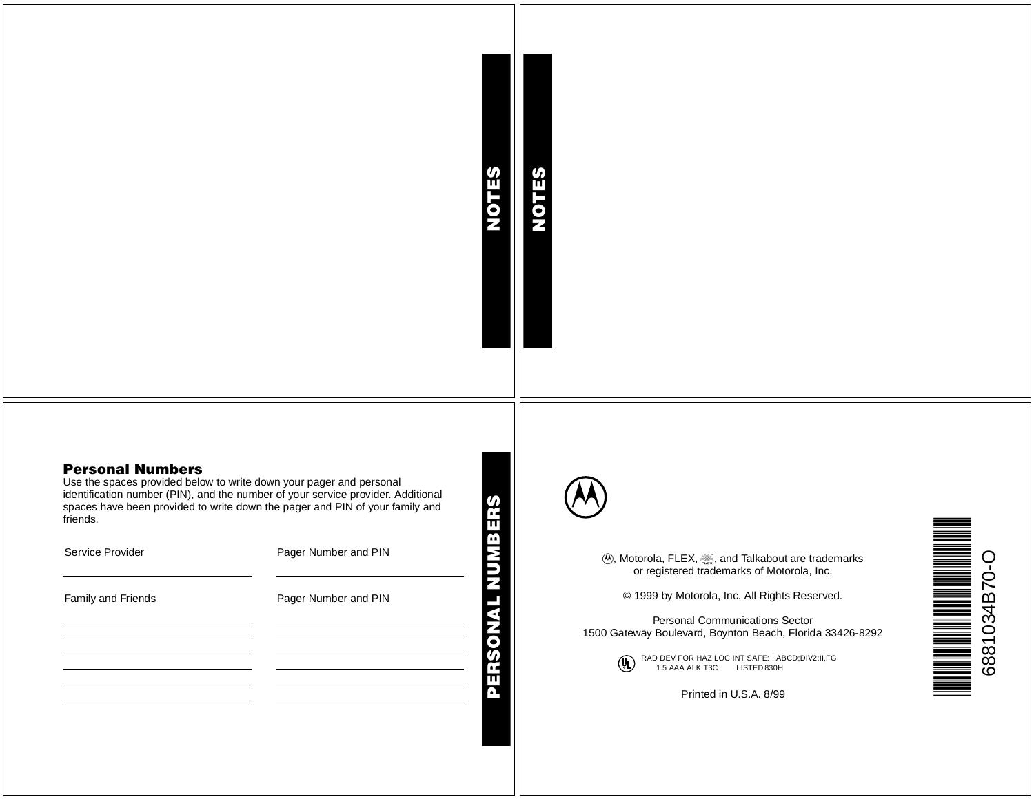# NOTES

# NOTES

# PERSONAL NUMBERS

## Personal Numbers

Use the spaces provided below to write down your pager and personal identification number (PIN), and the number of your service provider. Additional spaces have been provided to write down the pager and PIN of your family and friends.

| Service Provider | Pager Number and PIN |
|---|---|
| | |

| Family and Friends | Pager Number and PIN |
|---|---|
| | |
| | |
| | |
| | |
| | |
| | |

Ⓜ, Motorola, FLEX, FLEX logo, and Talkabout are trademarks or registered trademarks of Motorola, Inc.

© 1999 by Motorola, Inc. All Rights Reserved.

Personal Communications Sector
1500 Gateway Boulevard, Boynton Beach, Florida 33426-8292

UL RAD DEV FOR HAZ LOC INT SAFE: I,ABCD;DIV2:II,FG
1.5 AAA ALK T3C LISTED 830H

Printed in U.S.A. 8/99

6881034B70-O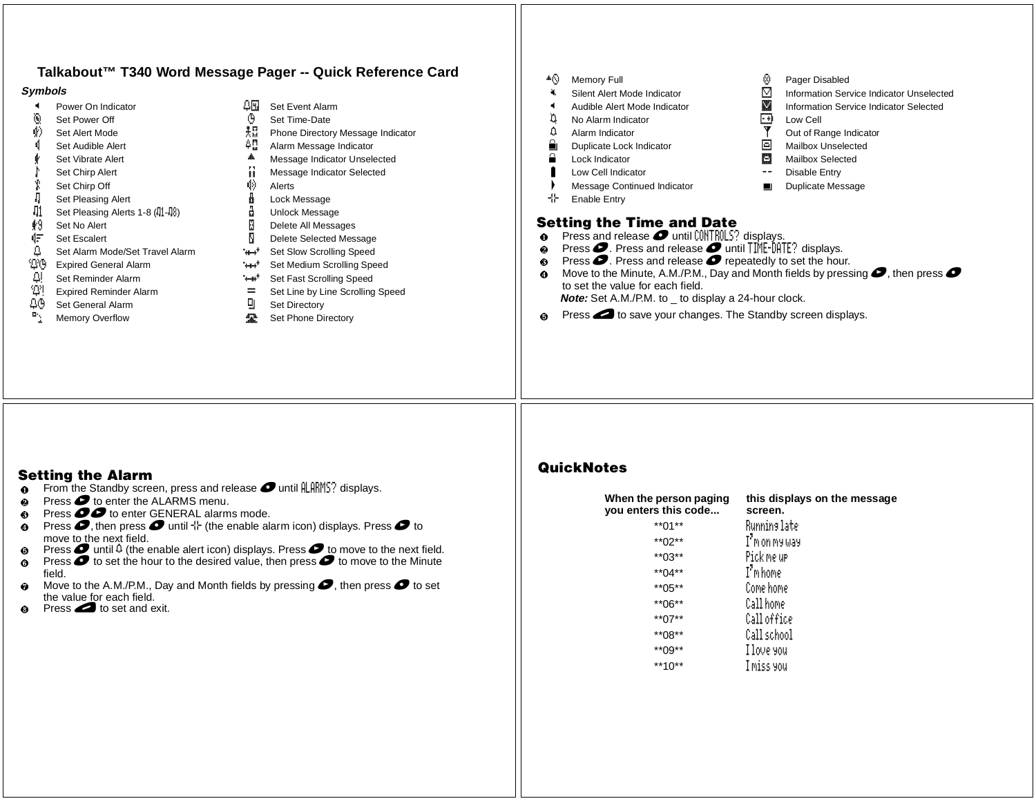# Talkabout™ T340 Word Message Pager -- Quick Reference Card

## Symbols

| Symbol | Meaning | Symbol | Meaning |
| --- | --- | --- | --- |
| | Power On Indicator | | Set Event Alarm |
| | Set Power Off | | Set Time-Date |
| | Set Alert Mode | | Phone Directory Message Indicator |
| | Set Audible Alert | | Alarm Message Indicator |
| | Set Vibrate Alert | | Message Indicator Unselected |
| | Set Chirp Alert | | Message Indicator Selected |
| | Set Chirp Off | | Alerts |
| | Set Pleasing Alert | | Lock Message |
| | Set Pleasing Alerts 1-8 | | Unlock Message |
| | Set No Alert | | Delete All Messages |
| | Set Escalert | | Delete Selected Message |
| | Set Alarm Mode/Set Travel Alarm | | Set Slow Scrolling Speed |
| | Expired General Alarm | | Set Medium Scrolling Speed |
| | Set Reminder Alarm | | Set Fast Scrolling Speed |
| | Expired Reminder Alarm | | Set Line by Line Scrolling Speed |
| | Set General Alarm | | Set Directory |
| | Memory Overflow | | Set Phone Directory |

| Symbol | Meaning | Symbol | Meaning |
| --- | --- | --- | --- |
| | Memory Full | | Pager Disabled |
| | Silent Alert Mode Indicator | | Information Service Indicator Unselected |
| | Audible Alert Mode Indicator | | Information Service Indicator Selected |
| | No Alarm Indicator | | Low Cell |
| | Alarm Indicator | | Out of Range Indicator |
| | Duplicate Lock Indicator | | Mailbox Unselected |
| | Lock Indicator | | Mailbox Selected |
| | Low Cell Indicator | -- | Disable Entry |
| | Message Continued Indicator | | Duplicate Message |
| | Enable Entry | | |

## Setting the Time and Date

1. Press and release until CONTROLS? displays.
2. Press . Press and release until TIME-DATE? displays.
3. Press . Press and release repeatedly to set the hour.
4. Move to the Minute, A.M./P.M., Day and Month fields by pressing , then press to set the value for each field.
   ***Note:*** Set A.M./P.M. to _ to display a 24-hour clock.
5. Press to save your changes. The Standby screen displays.

## Setting the Alarm

1. From the Standby screen, press and release until ALARMS? displays.
2. Press to enter the ALARMS menu.
3. Press to enter GENERAL alarms mode.
4. Press , then press until (the enable alarm icon) displays. Press to move to the next field.
5. Press until (the enable alert icon) displays. Press to move to the next field.
6. Press to set the hour to the desired value, then press to move to the Minute field.
7. Move to the A.M./P.M., Day and Month fields by pressing , then press to set the value for each field.
8. Press to set and exit.

## QuickNotes

| When the person paging you enters this code... | this displays on the message screen. |
| --- | --- |
| \*\*01\*\* | Running late |
| \*\*02\*\* | I'm on my way |
| \*\*03\*\* | Pick me up |
| \*\*04\*\* | I'm home |
| \*\*05\*\* | Come home |
| \*\*06\*\* | Call home |
| \*\*07\*\* | Call office |
| \*\*08\*\* | Call school |
| \*\*09\*\* | I love you |
| \*\*10\*\* | I miss you |